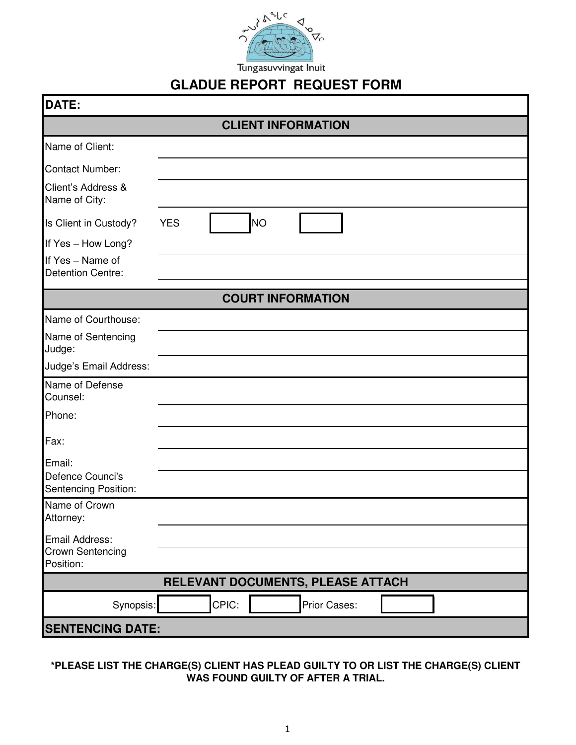ᑐᙵᓱᕝᕕᖓᑦ ᐃᓄᐃᑦ

Tungasuvvingat Inuit

# GLADUE REPORT REQUEST FORM

| DATE: | | | | |
|---|---|---|---|---|
| **CLIENT INFORMATION** | | | | |
| Name of Client: | | | | |
| Contact Number: | | | | |
| Client's Address & Name of City: | | | | |
| Is Client in Custody? | YES | ☐ | NO | ☐ |
| If Yes – How Long? | | | | |
| If Yes – Name of Detention Centre: | | | | |
| **COURT INFORMATION** | | | | |
| Name of Courthouse: | | | | |
| Name of Sentencing Judge: | | | | |
| Judge's Email Address: | | | | |
| Name of Defense Counsel: | | | | |
| Phone: | | | | |
| Fax: | | | | |
| Email: | | | | |
| Defence Counci's Sentencing Position: | | | | |
| Name of Crown Attorney: | | | | |
| Email Address: | | | | |
| Crown Sentencing Position: | | | | |
| **RELEVANT DOCUMENTS, PLEASE ATTACH** | | | | |
| Synopsis: ☐ | CPIC: ☐ | Prior Cases: ☐ | | |
| **SENTENCING DATE:** | | | | |

**\*PLEASE LIST THE CHARGE(S) CLIENT HAS PLEAD GUILTY TO OR LIST THE CHARGE(S) CLIENT WAS FOUND GUILTY OF AFTER A TRIAL.**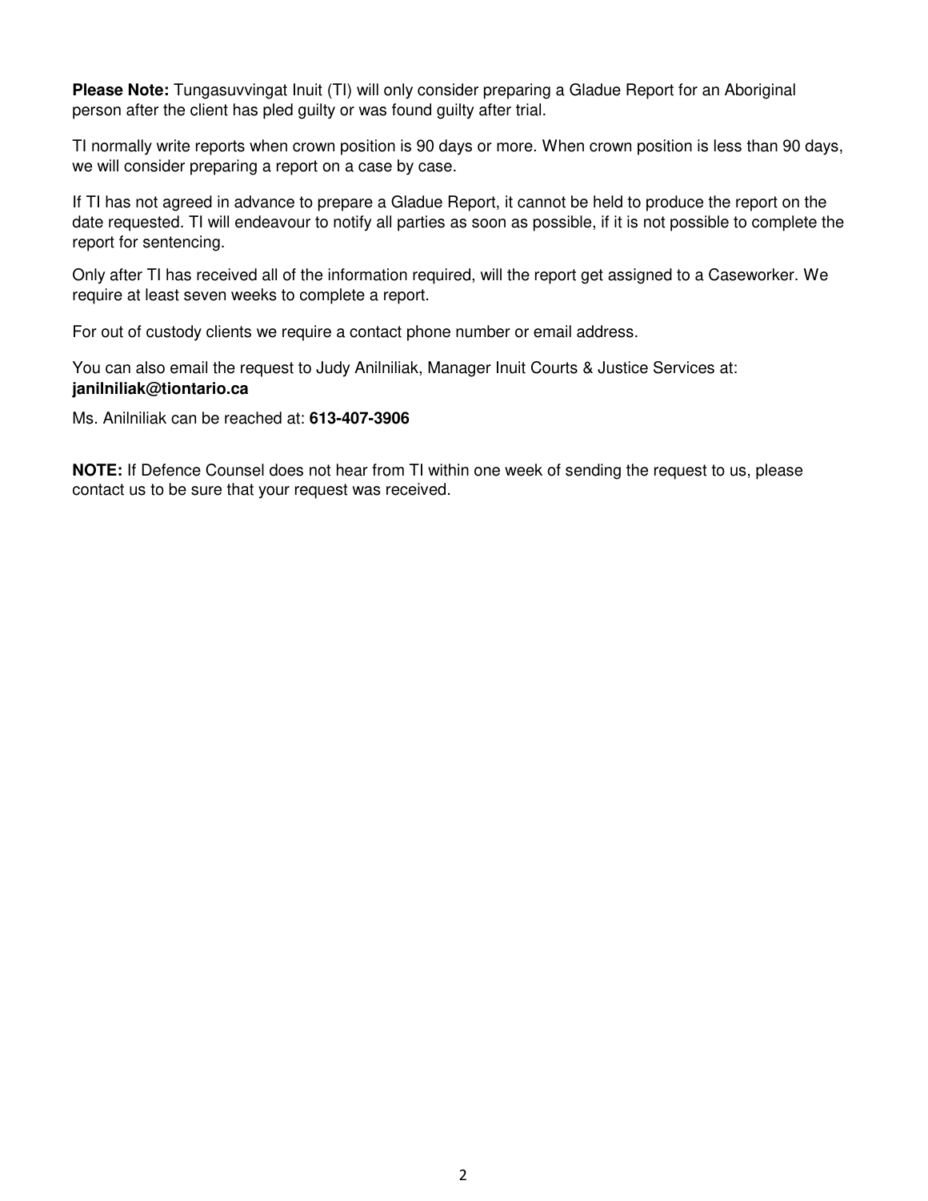**Please Note:** Tungasuvvingat Inuit (TI) will only consider preparing a Gladue Report for an Aboriginal person after the client has pled guilty or was found guilty after trial.

TI normally write reports when crown position is 90 days or more. When crown position is less than 90 days, we will consider preparing a report on a case by case.

If TI has not agreed in advance to prepare a Gladue Report, it cannot be held to produce the report on the date requested. TI will endeavour to notify all parties as soon as possible, if it is not possible to complete the report for sentencing.

Only after TI has received all of the information required, will the report get assigned to a Caseworker. We require at least seven weeks to complete a report.

For out of custody clients we require a contact phone number or email address.

You can also email the request to Judy Anilniliak, Manager Inuit Courts & Justice Services at: **janilniliak@tiontario.ca**

Ms. Anilniliak can be reached at: **613-407-3906**

**NOTE:** If Defence Counsel does not hear from TI within one week of sending the request to us, please contact us to be sure that your request was received.